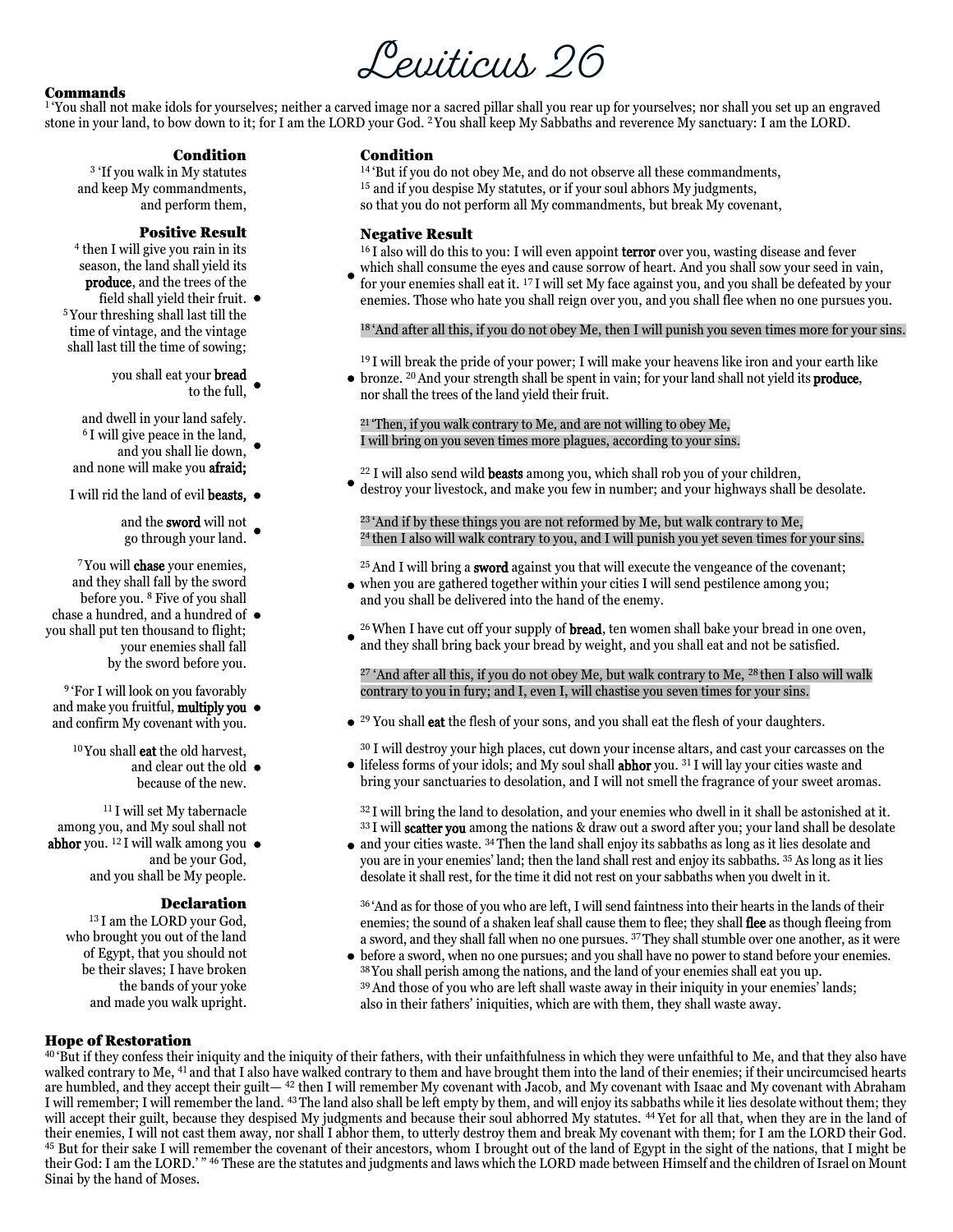# Leviticus 26

### Commands

[1] 'You shall not make idols for yourselves; neither a carved image nor a sacred pillar shall you rear up for yourselves; nor shall you set up an engraved stone in your land, to bow down to it; for I am the LORD your God. [2] You shall keep My Sabbaths and reverence My sanctuary: I am the LORD.

### Condition

[3] 'If you walk in My statutes and keep My commandments, and perform them,

### Positive Result

[4] then I will give you rain in its season, the land shall yield its **produce**, and the trees of the field shall yield their fruit. [5] Your threshing shall last till the time of vintage, and the vintage shall last till the time of sowing;

you shall eat your **bread** to the full,

and dwell in your land safely. [6] I will give peace in the land, and you shall lie down, and none will make you **afraid;**

I will rid the land of evil **beasts,**

and the **sword** will not go through your land.

[7] You will **chase** your enemies, and they shall fall by the sword before you. [8] Five of you shall chase a hundred, and a hundred of you shall put ten thousand to flight; your enemies shall fall by the sword before you.

[9] 'For I will look on you favorably and make you fruitful, **multiply you** and confirm My covenant with you.

[10] You shall **eat** the old harvest, and clear out the old because of the new.

[11] I will set My tabernacle among you, and My soul shall not **abhor** you. [12] I will walk among you and be your God, and you shall be My people.

### Declaration

[13] I am the LORD your God, who brought you out of the land of Egypt, that you should not be their slaves; I have broken the bands of your yoke and made you walk upright.

### Condition

[14] 'But if you do not obey Me, and do not observe all these commandments, [15] and if you despise My statutes, or if your soul abhors My judgments, so that you do not perform all My commandments, but break My covenant,

### Negative Result

[16] I also will do this to you: I will even appoint **terror** over you, wasting disease and fever which shall consume the eyes and cause sorrow of heart. And you shall sow your seed in vain, for your enemies shall eat it. [17] I will set My face against you, and you shall be defeated by your enemies. Those who hate you shall reign over you, and you shall flee when no one pursues you.

[18] 'And after all this, if you do not obey Me, then I will punish you seven times more for your sins.

[19] I will break the pride of your power; I will make your heavens like iron and your earth like bronze. [20] And your strength shall be spent in vain; for your land shall not yield its **produce**, nor shall the trees of the land yield their fruit.

[21] 'Then, if you walk contrary to Me, and are not willing to obey Me, I will bring on you seven times more plagues, according to your sins.

[22] I will also send wild **beasts** among you, which shall rob you of your children, destroy your livestock, and make you few in number; and your highways shall be desolate.

[23] 'And if by these things you are not reformed by Me, but walk contrary to Me, [24] then I also will walk contrary to you, and I will punish you yet seven times for your sins.

[25] And I will bring a **sword** against you that will execute the vengeance of the covenant; when you are gathered together within your cities I will send pestilence among you; and you shall be delivered into the hand of the enemy.

[26] When I have cut off your supply of **bread**, ten women shall bake your bread in one oven, and they shall bring back your bread by weight, and you shall eat and not be satisfied.

[27] 'And after all this, if you do not obey Me, but walk contrary to Me, [28] then I also will walk contrary to you in fury; and I, even I, will chastise you seven times for your sins.

[29] You shall **eat** the flesh of your sons, and you shall eat the flesh of your daughters.

[30] I will destroy your high places, cut down your incense altars, and cast your carcasses on the lifeless forms of your idols; and My soul shall **abhor** you. [31] I will lay your cities waste and bring your sanctuaries to desolation, and I will not smell the fragrance of your sweet aromas.

[32] I will bring the land to desolation, and your enemies who dwell in it shall be astonished at it. [33] I will **scatter you** among the nations & draw out a sword after you; your land shall be desolate and your cities waste. [34] Then the land shall enjoy its sabbaths as long as it lies desolate and you are in your enemies' land; then the land shall rest and enjoy its sabbaths. [35] As long as it lies desolate it shall rest, for the time it did not rest on your sabbaths when you dwelt in it.

[36] 'And as for those of you who are left, I will send faintness into their hearts in the lands of their enemies; the sound of a shaken leaf shall cause them to flee; they shall **flee** as though fleeing from a sword, and they shall fall when no one pursues. [37] They shall stumble over one another, as it were before a sword, when no one pursues; and you shall have no power to stand before your enemies. [38] You shall perish among the nations, and the land of your enemies shall eat you up. [39] And those of you who are left shall waste away in their iniquity in your enemies' lands; also in their fathers' iniquities, which are with them, they shall waste away.

### Hope of Restoration

[40] 'But if they confess their iniquity and the iniquity of their fathers, with their unfaithfulness in which they were unfaithful to Me, and that they also have walked contrary to Me, [41] and that I also have walked contrary to them and have brought them into the land of their enemies; if their uncircumcised hearts are humbled, and they accept their guilt— [42] then I will remember My covenant with Jacob, and My covenant with Isaac and My covenant with Abraham I will remember; I will remember the land. [43] The land also shall be left empty by them, and will enjoy its sabbaths while it lies desolate without them; they will accept their guilt, because they despised My judgments and because their soul abhorred My statutes. [44] Yet for all that, when they are in the land of their enemies, I will not cast them away, nor shall I abhor them, to utterly destroy them and break My covenant with them; for I am the LORD their God. [45] But for their sake I will remember the covenant of their ancestors, whom I brought out of the land of Egypt in the sight of the nations, that I might be their God: I am the LORD.' " [46] These are the statutes and judgments and laws which the LORD made between Himself and the children of Israel on Mount Sinai by the hand of Moses.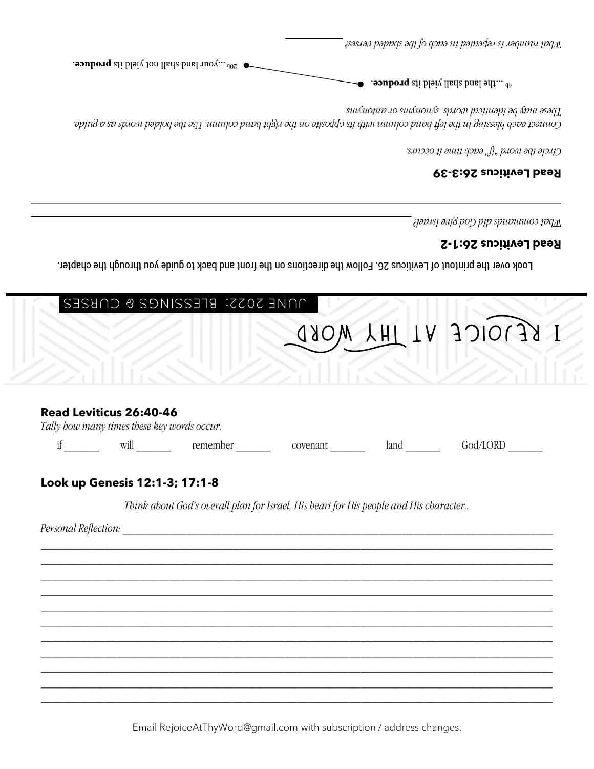Look over the printout of Leviticus 26. Follow the directions on the front and back to guide you through the chapter.

**Read Leviticus 26:1-2**

*What commands did God give Israel?* ______________________________

______________________________

**Read Leviticus 26:3-39**

*Circle the word "if" each time it occurs.*

*Connect each blessing in the left-hand column with its opposite on the right-hand column. Use the bolded words as a guide. These may be identical words, synonyms or antonyms.*

4b ...the land shall yield its **produce**. — 20b ...your land shall not yield its **produce**.

*What number is repeated in each of the shaded verses?* __________

# I REJOICE AT THY WORD

JUNE 2022: BLESSINGS & CURSES

**Read Leviticus 26:40-46**

*Tally how many times these key words occur:*

if _______ will _______ remember _______ covenant _______ land _______ God/LORD _______

**Look up Genesis 12:1-3; 17:1-8**

*Think about God's overall plan for Israel, His heart for His people and His character..*

*Personal Reflection:* ______________________________

______________________________

______________________________

______________________________

______________________________

______________________________

______________________________

______________________________

______________________________

______________________________

______________________________

______________________________

Email RejoiceAtThyWord@gmail.com with subscription / address changes.